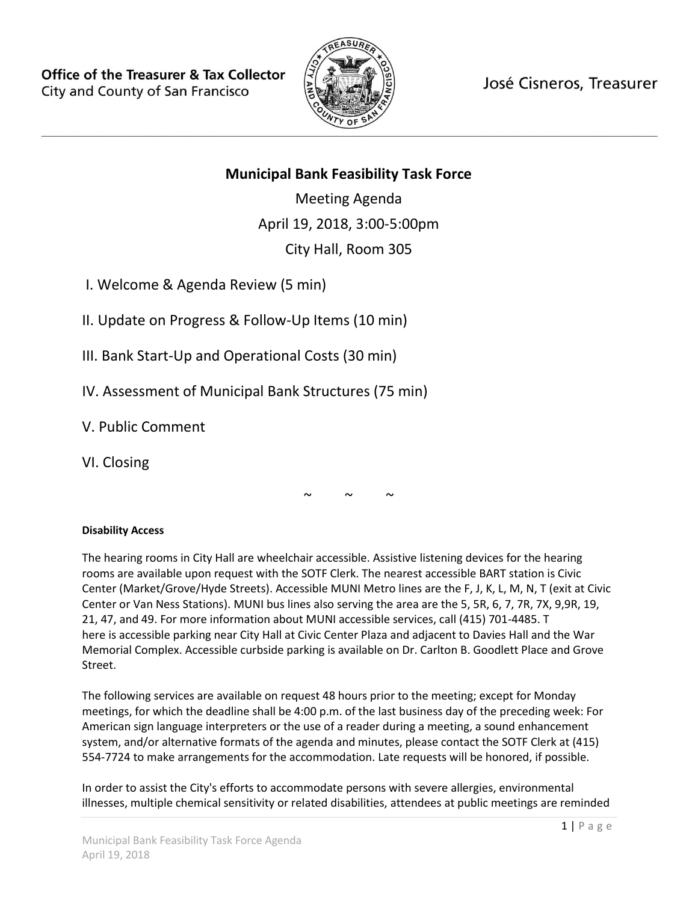Office of the Treasurer & Tax Collector
City and County of San Francisco

José Cisneros, Treasurer

# Municipal Bank Feasibility Task Force

Meeting Agenda

April 19, 2018, 3:00-5:00pm

City Hall, Room 305

I. Welcome & Agenda Review (5 min)

II. Update on Progress & Follow-Up Items (10 min)

III. Bank Start-Up and Operational Costs (30 min)

IV. Assessment of Municipal Bank Structures (75 min)

V. Public Comment

VI. Closing

~ ~ ~

**Disability Access**

The hearing rooms in City Hall are wheelchair accessible. Assistive listening devices for the hearing rooms are available upon request with the SOTF Clerk. The nearest accessible BART station is Civic Center (Market/Grove/Hyde Streets). Accessible MUNI Metro lines are the F, J, K, L, M, N, T (exit at Civic Center or Van Ness Stations). MUNI bus lines also serving the area are the 5, 5R, 6, 7, 7R, 7X, 9,9R, 19, 21, 47, and 49. For more information about MUNI accessible services, call (415) 701-4485. There is accessible parking near City Hall at Civic Center Plaza and adjacent to Davies Hall and the War Memorial Complex. Accessible curbside parking is available on Dr. Carlton B. Goodlett Place and Grove Street.

The following services are available on request 48 hours prior to the meeting; except for Monday meetings, for which the deadline shall be 4:00 p.m. of the last business day of the preceding week: For American sign language interpreters or the use of a reader during a meeting, a sound enhancement system, and/or alternative formats of the agenda and minutes, please contact the SOTF Clerk at (415) 554-7724 to make arrangements for the accommodation. Late requests will be honored, if possible.

In order to assist the City's efforts to accommodate persons with severe allergies, environmental illnesses, multiple chemical sensitivity or related disabilities, attendees at public meetings are reminded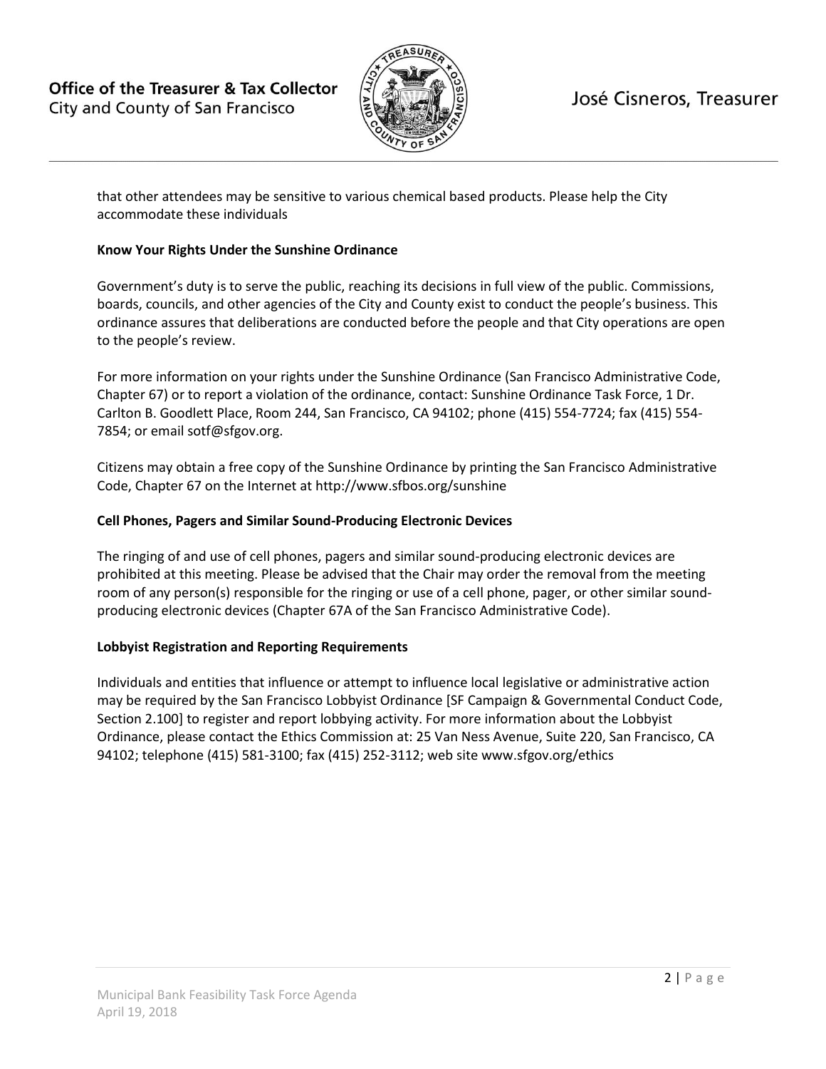that other attendees may be sensitive to various chemical based products. Please help the City accommodate these individuals

**Know Your Rights Under the Sunshine Ordinance**

Government's duty is to serve the public, reaching its decisions in full view of the public. Commissions, boards, councils, and other agencies of the City and County exist to conduct the people's business. This ordinance assures that deliberations are conducted before the people and that City operations are open to the people's review.

For more information on your rights under the Sunshine Ordinance (San Francisco Administrative Code, Chapter 67) or to report a violation of the ordinance, contact: Sunshine Ordinance Task Force, 1 Dr. Carlton B. Goodlett Place, Room 244, San Francisco, CA 94102; phone (415) 554-7724; fax (415) 554-7854; or email sotf@sfgov.org.

Citizens may obtain a free copy of the Sunshine Ordinance by printing the San Francisco Administrative Code, Chapter 67 on the Internet at http://www.sfbos.org/sunshine

**Cell Phones, Pagers and Similar Sound-Producing Electronic Devices**

The ringing of and use of cell phones, pagers and similar sound-producing electronic devices are prohibited at this meeting. Please be advised that the Chair may order the removal from the meeting room of any person(s) responsible for the ringing or use of a cell phone, pager, or other similar sound-producing electronic devices (Chapter 67A of the San Francisco Administrative Code).

**Lobbyist Registration and Reporting Requirements**

Individuals and entities that influence or attempt to influence local legislative or administrative action may be required by the San Francisco Lobbyist Ordinance [SF Campaign & Governmental Conduct Code, Section 2.100] to register and report lobbying activity. For more information about the Lobbyist Ordinance, please contact the Ethics Commission at: 25 Van Ness Avenue, Suite 220, San Francisco, CA 94102; telephone (415) 581-3100; fax (415) 252-3112; web site www.sfgov.org/ethics